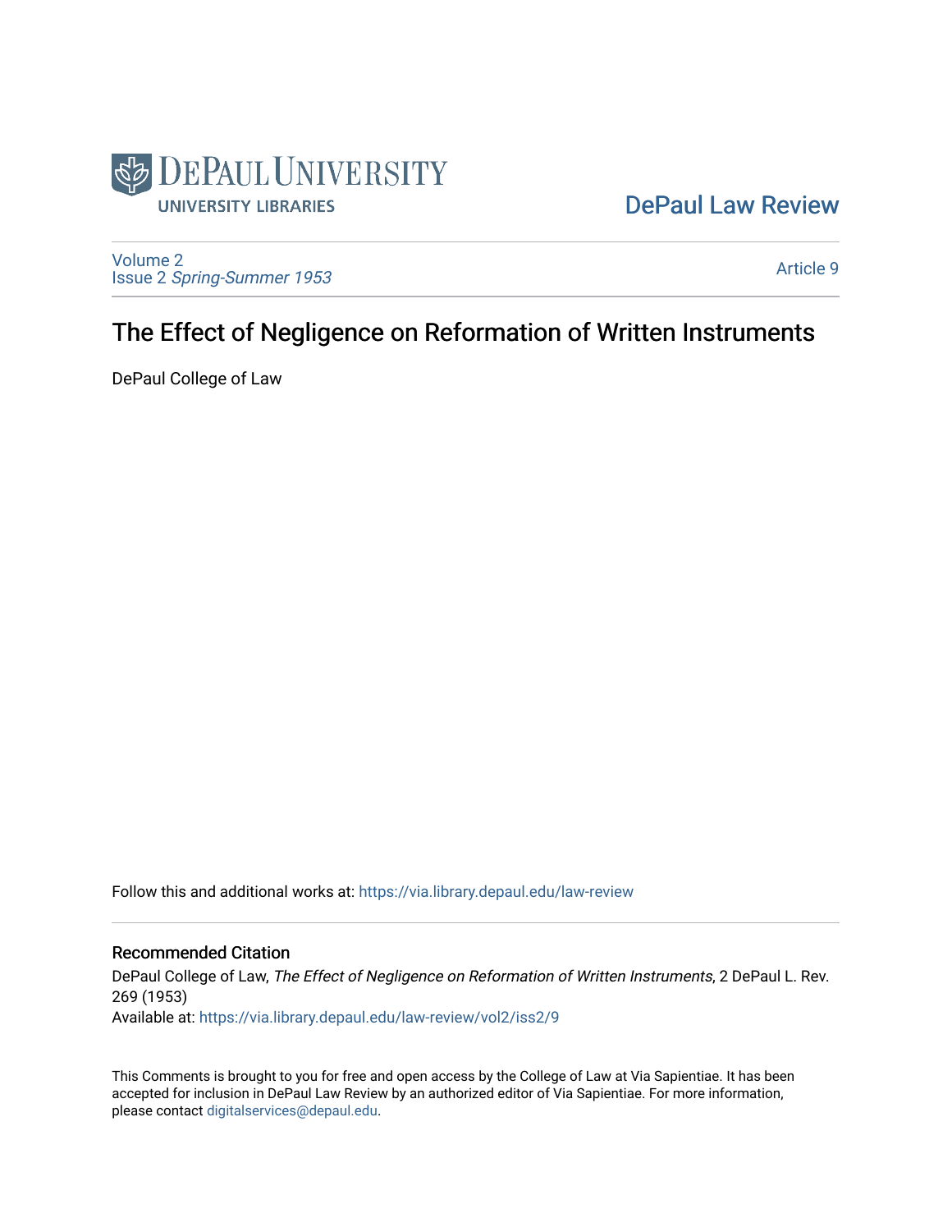DePaul Law Review

Volume 2
Issue 2 *Spring-Summer 1953*

Article 9

# The Effect of Negligence on Reformation of Written Instruments

DePaul College of Law

Follow this and additional works at: https://via.library.depaul.edu/law-review

## Recommended Citation

DePaul College of Law, *The Effect of Negligence on Reformation of Written Instruments*, 2 DePaul L. Rev. 269 (1953)
Available at: https://via.library.depaul.edu/law-review/vol2/iss2/9

This Comments is brought to you for free and open access by the College of Law at Via Sapientiae. It has been accepted for inclusion in DePaul Law Review by an authorized editor of Via Sapientiae. For more information, please contact digitalservices@depaul.edu.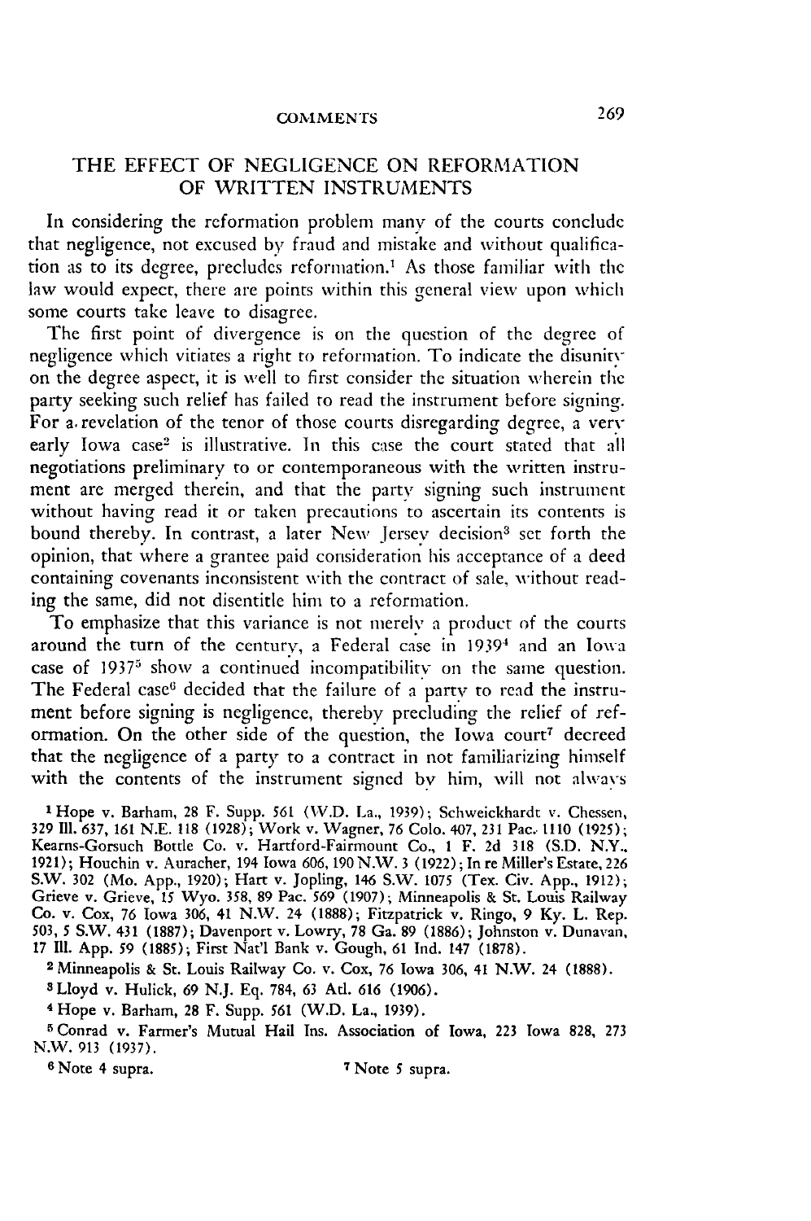## THE EFFECT OF NEGLIGENCE ON REFORMATION OF WRITTEN INSTRUMENTS

In considering the reformation problem many of the courts conclude that negligence, not excused by fraud and mistake and without qualification as to its degree, precludes reformation.[1] As those familiar with the law would expect, there are points within this general view upon which some courts take leave to disagree.

The first point of divergence is on the question of the degree of negligence which vitiates a right to reformation. To indicate the disunity on the degree aspect, it is well to first consider the situation wherein the party seeking such relief has failed to read the instrument before signing. For a revelation of the tenor of those courts disregarding degree, a very early Iowa case[2] is illustrative. In this case the court stated that all negotiations preliminary to or contemporaneous with the written instrument are merged therein, and that the party signing such instrument without having read it or taken precautions to ascertain its contents is bound thereby. In contrast, a later New Jersey decision[3] set forth the opinion, that where a grantee paid consideration his acceptance of a deed containing covenants inconsistent with the contract of sale, without reading the same, did not disentitle him to a reformation.

To emphasize that this variance is not merely a product of the courts around the turn of the century, a Federal case in 1939[4] and an Iowa case of 1937[5] show a continued incompatibility on the same question. The Federal case[6] decided that the failure of a party to read the instrument before signing is negligence, thereby precluding the relief of reformation. On the other side of the question, the Iowa court[7] decreed that the negligence of a party to a contract in not familiarizing himself with the contents of the instrument signed by him, will not always

[1] Hope v. Barham, 28 F. Supp. 561 (W.D. La., 1939); Schweickhardt v. Chessen, 329 Ill. 637, 161 N.E. 118 (1928); Work v. Wagner, 76 Colo. 407, 231 Pac. 1110 (1925); Kearns-Gorsuch Bottle Co. v. Hartford-Fairmount Co., 1 F. 2d 318 (S.D. N.Y., 1921); Houchin v. Auracher, 194 Iowa 606, 190 N.W. 3 (1922); In re Miller's Estate, 226 S.W. 302 (Mo. App., 1920); Hart v. Jopling, 146 S.W. 1075 (Tex. Civ. App., 1912); Grieve v. Grieve, 15 Wyo. 358, 89 Pac. 569 (1907); Minneapolis & St. Louis Railway Co. v. Cox, 76 Iowa 306, 41 N.W. 24 (1888); Fitzpatrick v. Ringo, 9 Ky. L. Rep. 503, 5 S.W. 431 (1887); Davenport v. Lowry, 78 Ga. 89 (1886); Johnston v. Dunavan, 17 Ill. App. 59 (1885); First Nat'l Bank v. Gough, 61 Ind. 147 (1878).

[2] Minneapolis & St. Louis Railway Co. v. Cox, 76 Iowa 306, 41 N.W. 24 (1888).

[3] Lloyd v. Hulick, 69 N.J. Eq. 784, 63 Atl. 616 (1906).

[4] Hope v. Barham, 28 F. Supp. 561 (W.D. La., 1939).

[5] Conrad v. Farmer's Mutual Hail Ins. Association of Iowa, 223 Iowa 828, 273 N.W. 913 (1937).

[6] Note 4 supra.

[7] Note 5 supra.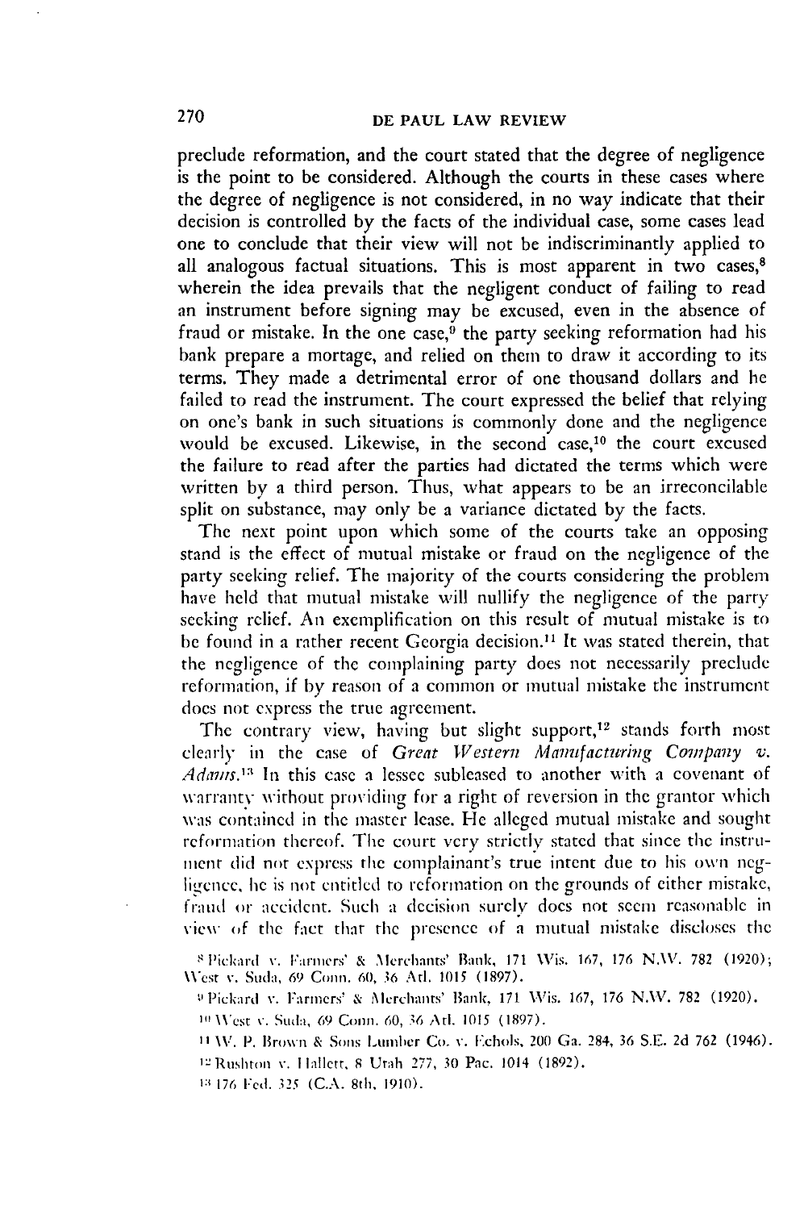preclude reformation, and the court stated that the degree of negligence is the point to be considered. Although the courts in these cases where the degree of negligence is not considered, in no way indicate that their decision is controlled by the facts of the individual case, some cases lead one to conclude that their view will not be indiscriminantly applied to all analogous factual situations. This is most apparent in two cases,[8] wherein the idea prevails that the negligent conduct of failing to read an instrument before signing may be excused, even in the absence of fraud or mistake. In the one case,[9] the party seeking reformation had his bank prepare a mortage, and relied on them to draw it according to its terms. They made a detrimental error of one thousand dollars and he failed to read the instrument. The court expressed the belief that relying on one's bank in such situations is commonly done and the negligence would be excused. Likewise, in the second case,[10] the court excused the failure to read after the parties had dictated the terms which were written by a third person. Thus, what appears to be an irreconcilable split on substance, may only be a variance dictated by the facts.

The next point upon which some of the courts take an opposing stand is the effect of mutual mistake or fraud on the negligence of the party seeking relief. The majority of the courts considering the problem have held that mutual mistake will nullify the negligence of the party seeking relief. An exemplification on this result of mutual mistake is to be found in a rather recent Georgia decision.[11] It was stated therein, that the negligence of the complaining party does not necessarily preclude reformation, if by reason of a common or mutual mistake the instrument does not express the true agreement.

The contrary view, having but slight support,[12] stands forth most clearly in the case of *Great Western Manufacturing Company v. Adams*.[13] In this case a lessee subleased to another with a covenant of warranty without providing for a right of reversion in the grantor which was contained in the master lease. He alleged mutual mistake and sought reformation thereof. The court very strictly stated that since the instrument did not express the complainant's true intent due to his own negligence, he is not entitled to reformation on the grounds of either mistake, fraud or accident. Such a decision surely does not seem reasonable in view of the fact that the presence of a mutual mistake discloses the

[8] Pickard v. Farmers' & Merchants' Bank, 171 Wis. 167, 176 N.W. 782 (1920); West v. Suda, 69 Conn. 60, 36 Atl. 1015 (1897).

[9] Pickard v. Farmers' & Merchants' Bank, 171 Wis. 167, 176 N.W. 782 (1920).

[10] West v. Suda, 69 Conn. 60, 36 Atl. 1015 (1897).

[11] W. P. Brown & Sons Lumber Co. v. Echols, 200 Ga. 284, 36 S.E. 2d 762 (1946).

[12] Rushton v. Hallett, 8 Utah 277, 30 Pac. 1014 (1892).

[13] 176 Fed. 325 (C.A. 8th, 1910).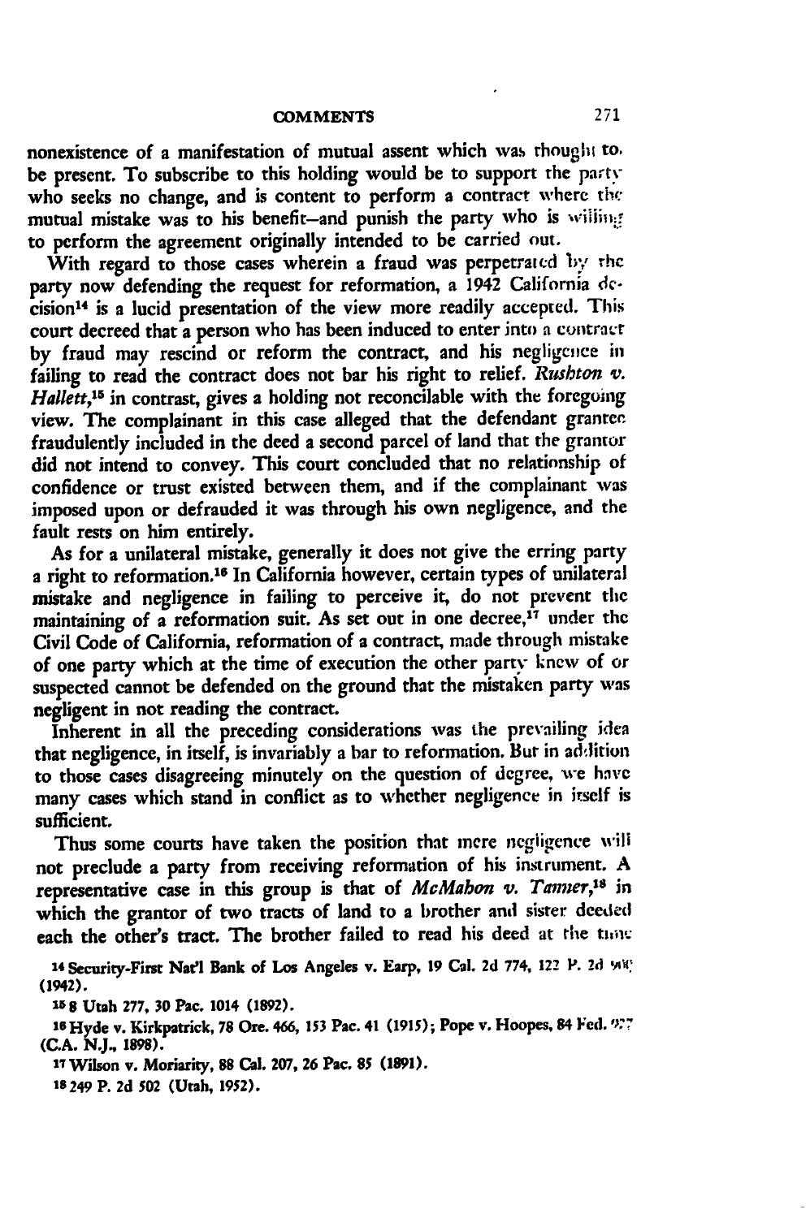nonexistence of a manifestation of mutual assent which was thought to be present. To subscribe to this holding would be to support the party who seeks no change, and is content to perform a contract where the mutual mistake was to his benefit—and punish the party who is willing to perform the agreement originally intended to be carried out.

With regard to those cases wherein a fraud was perpetrated by the party now defending the request for reformation, a 1942 California decision[14] is a lucid presentation of the view more readily accepted. This court decreed that a person who has been induced to enter into a contract by fraud may rescind or reform the contract, and his negligence in failing to read the contract does not bar his right to relief. *Rushton v. Hallett*,[15] in contrast, gives a holding not reconcilable with the foregoing view. The complainant in this case alleged that the defendant grantee fraudulently included in the deed a second parcel of land that the grantor did not intend to convey. This court concluded that no relationship of confidence or trust existed between them, and if the complainant was imposed upon or defrauded it was through his own negligence, and the fault rests on him entirely.

As for a unilateral mistake, generally it does not give the erring party a right to reformation.[16] In California however, certain types of unilateral mistake and negligence in failing to perceive it, do not prevent the maintaining of a reformation suit. As set out in one decree,[17] under the Civil Code of California, reformation of a contract, made through mistake of one party which at the time of execution the other party knew of or suspected cannot be defended on the ground that the mistaken party was negligent in not reading the contract.

Inherent in all the preceding considerations was the prevailing idea that negligence, in itself, is invariably a bar to reformation. But in addition to those cases disagreeing minutely on the question of degree, we have many cases which stand in conflict as to whether negligence in itself is sufficient.

Thus some courts have taken the position that mere negligence will not preclude a party from receiving reformation of his instrument. A representative case in this group is that of *McMahon v. Tanner*,[18] in which the grantor of two tracts of land to a brother and sister deeded each the other's tract. The brother failed to read his deed at the time

---

[14] Security-First Nat'l Bank of Los Angeles v. Earp, 19 Cal. 2d 774, 122 P. 2d 9?? (1942).

[15] 8 Utah 277, 30 Pac. 1014 (1892).

[16] Hyde v. Kirkpatrick, 78 Ore. 466, 153 Pac. 41 (1915); Pope v. Hoopes, 84 Fed. 9?? (C.A. N.J., 1898).

[17] Wilson v. Moriarity, 88 Cal. 207, 26 Pac. 85 (1891).

[18] 249 P. 2d 502 (Utah, 1952).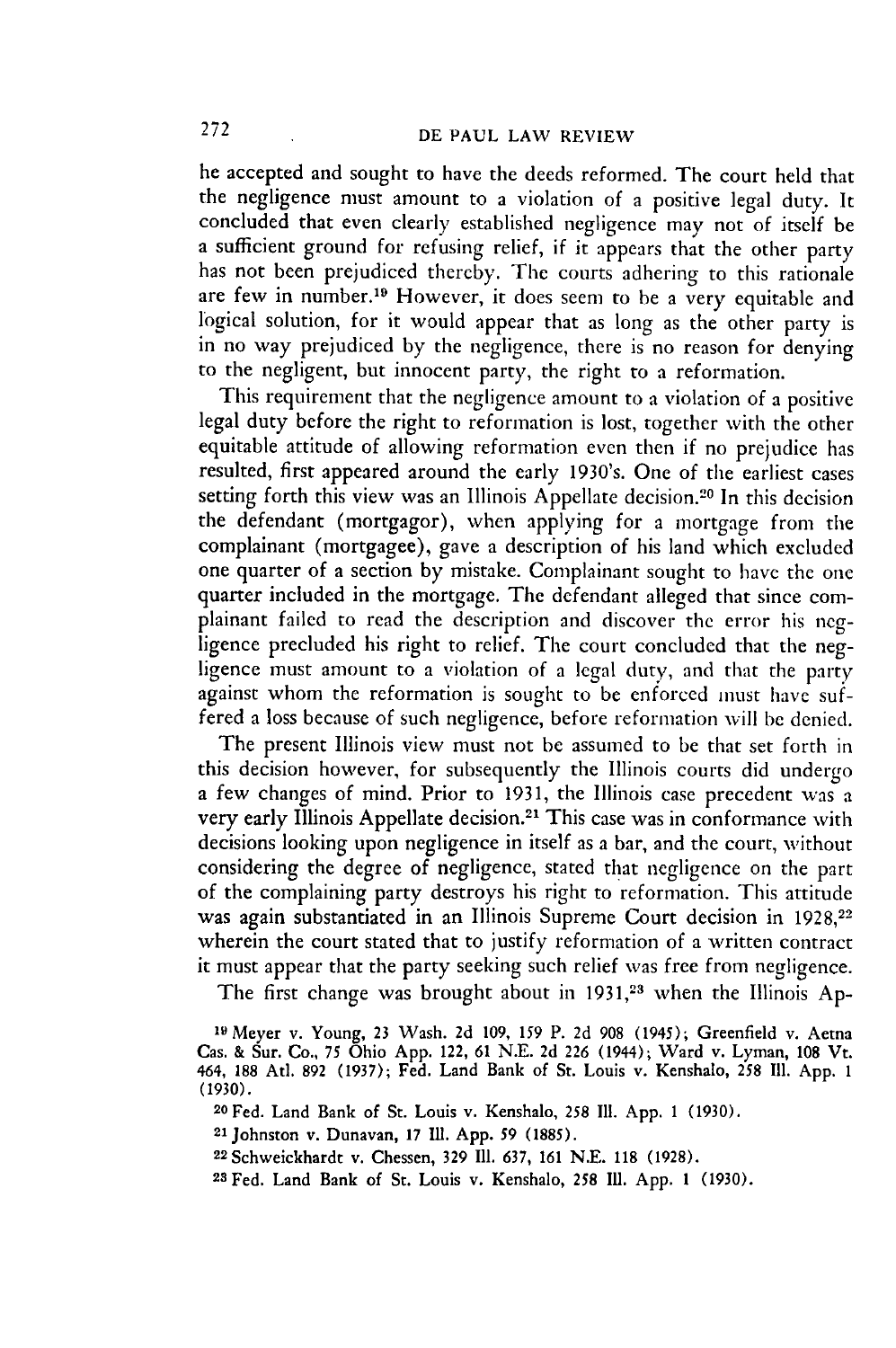he accepted and sought to have the deeds reformed. The court held that the negligence must amount to a violation of a positive legal duty. It concluded that even clearly established negligence may not of itself be a sufficient ground for refusing relief, if it appears that the other party has not been prejudiced thereby. The courts adhering to this rationale are few in number.[19] However, it does seem to be a very equitable and logical solution, for it would appear that as long as the other party is in no way prejudiced by the negligence, there is no reason for denying to the negligent, but innocent party, the right to a reformation.

This requirement that the negligence amount to a violation of a positive legal duty before the right to reformation is lost, together with the other equitable attitude of allowing reformation even then if no prejudice has resulted, first appeared around the early 1930's. One of the earliest cases setting forth this view was an Illinois Appellate decision.[20] In this decision the defendant (mortgagor), when applying for a mortgage from the complainant (mortgagee), gave a description of his land which excluded one quarter of a section by mistake. Complainant sought to have the one quarter included in the mortgage. The defendant alleged that since complainant failed to read the description and discover the error his negligence precluded his right to relief. The court concluded that the negligence must amount to a violation of a legal duty, and that the party against whom the reformation is sought to be enforced must have suffered a loss because of such negligence, before reformation will be denied.

The present Illinois view must not be assumed to be that set forth in this decision however, for subsequently the Illinois courts did undergo a few changes of mind. Prior to 1931, the Illinois case precedent was a very early Illinois Appellate decision.[21] This case was in conformance with decisions looking upon negligence in itself as a bar, and the court, without considering the degree of negligence, stated that negligence on the part of the complaining party destroys his right to reformation. This attitude was again substantiated in an Illinois Supreme Court decision in 1928,[22] wherein the court stated that to justify reformation of a written contract it must appear that the party seeking such relief was free from negligence.

The first change was brought about in 1931,[23] when the Illinois Ap-

---

[19] Meyer v. Young, 23 Wash. 2d 109, 159 P. 2d 908 (1945); Greenfield v. Aetna Cas. & Sur. Co., 75 Ohio App. 122, 61 N.E. 2d 226 (1944); Ward v. Lyman, 108 Vt. 464, 188 Atl. 892 (1937); Fed. Land Bank of St. Louis v. Kenshalo, 258 Ill. App. 1 (1930).

[20] Fed. Land Bank of St. Louis v. Kenshalo, 258 Ill. App. 1 (1930).

[21] Johnston v. Dunavan, 17 Ill. App. 59 (1885).

[22] Schweickhardt v. Chessen, 329 Ill. 637, 161 N.E. 118 (1928).

[23] Fed. Land Bank of St. Louis v. Kenshalo, 258 Ill. App. 1 (1930).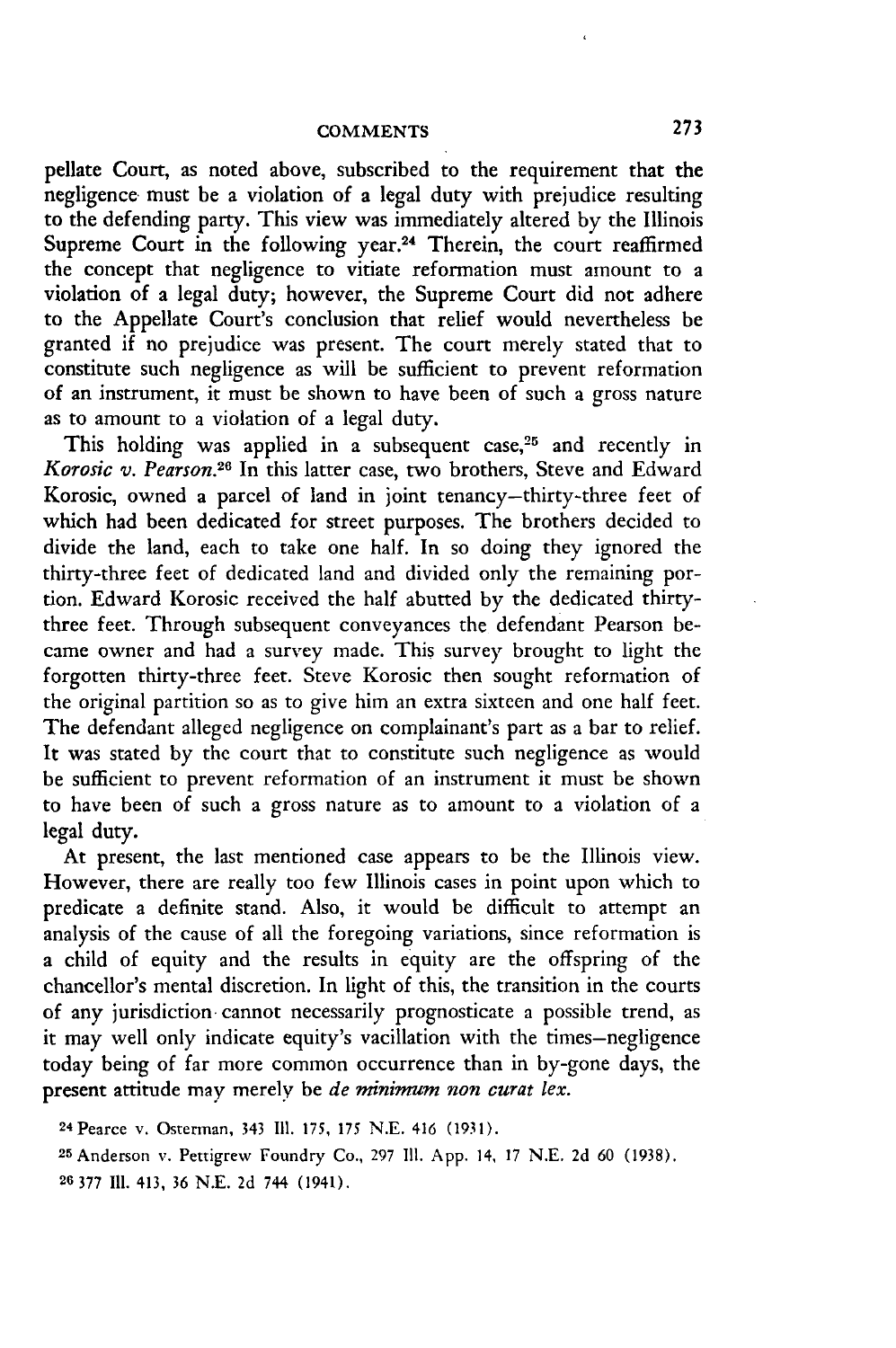pellate Court, as noted above, subscribed to the requirement that the negligence must be a violation of a legal duty with prejudice resulting to the defending party. This view was immediately altered by the Illinois Supreme Court in the following year.[24] Therein, the court reaffirmed the concept that negligence to vitiate reformation must amount to a violation of a legal duty; however, the Supreme Court did not adhere to the Appellate Court's conclusion that relief would nevertheless be granted if no prejudice was present. The court merely stated that to constitute such negligence as will be sufficient to prevent reformation of an instrument, it must be shown to have been of such a gross nature as to amount to a violation of a legal duty.

This holding was applied in a subsequent case,[25] and recently in *Korosic v. Pearson*.[26] In this latter case, two brothers, Steve and Edward Korosic, owned a parcel of land in joint tenancy—thirty-three feet of which had been dedicated for street purposes. The brothers decided to divide the land, each to take one half. In so doing they ignored the thirty-three feet of dedicated land and divided only the remaining portion. Edward Korosic received the half abutted by the dedicated thirty-three feet. Through subsequent conveyances the defendant Pearson became owner and had a survey made. This survey brought to light the forgotten thirty-three feet. Steve Korosic then sought reformation of the original partition so as to give him an extra sixteen and one half feet. The defendant alleged negligence on complainant's part as a bar to relief. It was stated by the court that to constitute such negligence as would be sufficient to prevent reformation of an instrument it must be shown to have been of such a gross nature as to amount to a violation of a legal duty.

At present, the last mentioned case appears to be the Illinois view. However, there are really too few Illinois cases in point upon which to predicate a definite stand. Also, it would be difficult to attempt an analysis of the cause of all the foregoing variations, since reformation is a child of equity and the results in equity are the offspring of the chancellor's mental discretion. In light of this, the transition in the courts of any jurisdiction cannot necessarily prognosticate a possible trend, as it may well only indicate equity's vacillation with the times—negligence today being of far more common occurrence than in by-gone days, the present attitude may merely be *de minimum non curat lex*.

[24] Pearce v. Osterman, 343 Ill. 175, 175 N.E. 416 (1931).

[25] Anderson v. Pettigrew Foundry Co., 297 Ill. App. 14, 17 N.E. 2d 60 (1938).

[26] 377 Ill. 413, 36 N.E. 2d 744 (1941).